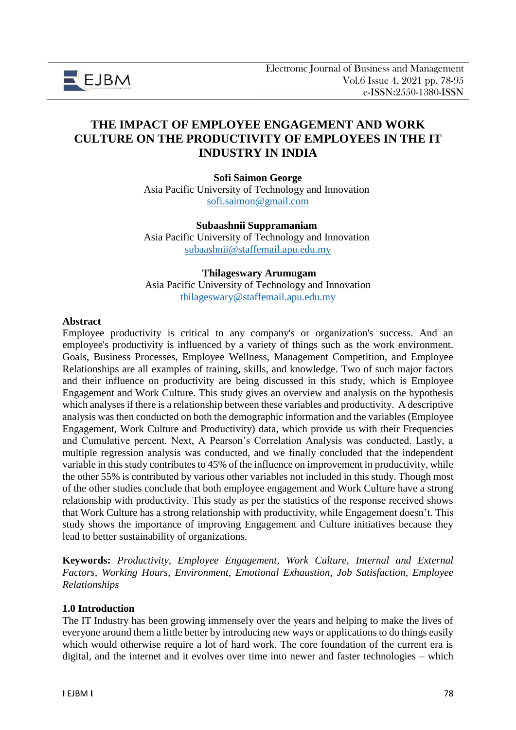# THE IMPACT OF EMPLOYEE ENGAGEMENT AND WORK CULTURE ON THE PRODUCTIVITY OF EMPLOYEES IN THE IT INDUSTRY IN INDIA

**Sofi Saimon George**
Asia Pacific University of Technology and Innovation
sofi.saimon@gmail.com

**Subaashnii Suppramaniam**
Asia Pacific University of Technology and Innovation
subaashnii@staffemail.apu.edu.my

**Thilageswary Arumugam**
Asia Pacific University of Technology and Innovation
thilageswary@staffemail.apu.edu.my

## Abstract

Employee productivity is critical to any company's or organization's success. And an employee's productivity is influenced by a variety of things such as the work environment. Goals, Business Processes, Employee Wellness, Management Competition, and Employee Relationships are all examples of training, skills, and knowledge. Two of such major factors and their influence on productivity are being discussed in this study, which is Employee Engagement and Work Culture. This study gives an overview and analysis on the hypothesis which analyses if there is a relationship between these variables and productivity. A descriptive analysis was then conducted on both the demographic information and the variables (Employee Engagement, Work Culture and Productivity) data, which provide us with their Frequencies and Cumulative percent. Next, A Pearson's Correlation Analysis was conducted. Lastly, a multiple regression analysis was conducted, and we finally concluded that the independent variable in this study contributes to 45% of the influence on improvement in productivity, while the other 55% is contributed by various other variables not included in this study. Though most of the other studies conclude that both employee engagement and Work Culture have a strong relationship with productivity. This study as per the statistics of the response received shows that Work Culture has a strong relationship with productivity, while Engagement doesn't. This study shows the importance of improving Engagement and Culture initiatives because they lead to better sustainability of organizations.

**Keywords:** *Productivity, Employee Engagement, Work Culture, Internal and External Factors, Working Hours, Environment, Emotional Exhaustion, Job Satisfaction, Employee Relationships*

## 1.0 Introduction

The IT Industry has been growing immensely over the years and helping to make the lives of everyone around them a little better by introducing new ways or applications to do things easily which would otherwise require a lot of hard work. The core foundation of the current era is digital, and the internet and it evolves over time into newer and faster technologies – which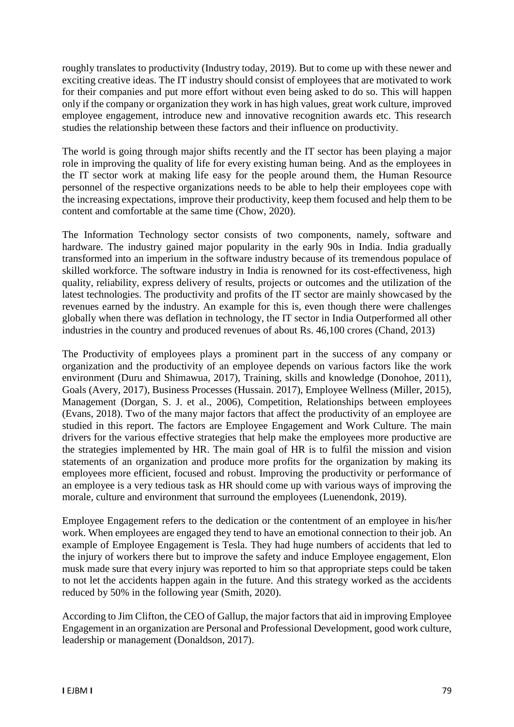roughly translates to productivity (Industry today, 2019). But to come up with these newer and exciting creative ideas. The IT industry should consist of employees that are motivated to work for their companies and put more effort without even being asked to do so. This will happen only if the company or organization they work in has high values, great work culture, improved employee engagement, introduce new and innovative recognition awards etc. This research studies the relationship between these factors and their influence on productivity.

The world is going through major shifts recently and the IT sector has been playing a major role in improving the quality of life for every existing human being. And as the employees in the IT sector work at making life easy for the people around them, the Human Resource personnel of the respective organizations needs to be able to help their employees cope with the increasing expectations, improve their productivity, keep them focused and help them to be content and comfortable at the same time (Chow, 2020).

The Information Technology sector consists of two components, namely, software and hardware. The industry gained major popularity in the early 90s in India. India gradually transformed into an imperium in the software industry because of its tremendous populace of skilled workforce. The software industry in India is renowned for its cost-effectiveness, high quality, reliability, express delivery of results, projects or outcomes and the utilization of the latest technologies. The productivity and profits of the IT sector are mainly showcased by the revenues earned by the industry. An example for this is, even though there were challenges globally when there was deflation in technology, the IT sector in India Outperformed all other industries in the country and produced revenues of about Rs. 46,100 crores (Chand, 2013)

The Productivity of employees plays a prominent part in the success of any company or organization and the productivity of an employee depends on various factors like the work environment (Duru and Shimawua, 2017), Training, skills and knowledge (Donohoe, 2011), Goals (Avery, 2017), Business Processes (Hussain. 2017), Employee Wellness (Miller, 2015), Management (Dorgan, S. J. et al., 2006), Competition, Relationships between employees (Evans, 2018). Two of the many major factors that affect the productivity of an employee are studied in this report. The factors are Employee Engagement and Work Culture. The main drivers for the various effective strategies that help make the employees more productive are the strategies implemented by HR. The main goal of HR is to fulfil the mission and vision statements of an organization and produce more profits for the organization by making its employees more efficient, focused and robust. Improving the productivity or performance of an employee is a very tedious task as HR should come up with various ways of improving the morale, culture and environment that surround the employees (Luenendonk, 2019).

Employee Engagement refers to the dedication or the contentment of an employee in his/her work. When employees are engaged they tend to have an emotional connection to their job. An example of Employee Engagement is Tesla. They had huge numbers of accidents that led to the injury of workers there but to improve the safety and induce Employee engagement, Elon musk made sure that every injury was reported to him so that appropriate steps could be taken to not let the accidents happen again in the future. And this strategy worked as the accidents reduced by 50% in the following year (Smith, 2020).

According to Jim Clifton, the CEO of Gallup, the major factors that aid in improving Employee Engagement in an organization are Personal and Professional Development, good work culture, leadership or management (Donaldson, 2017).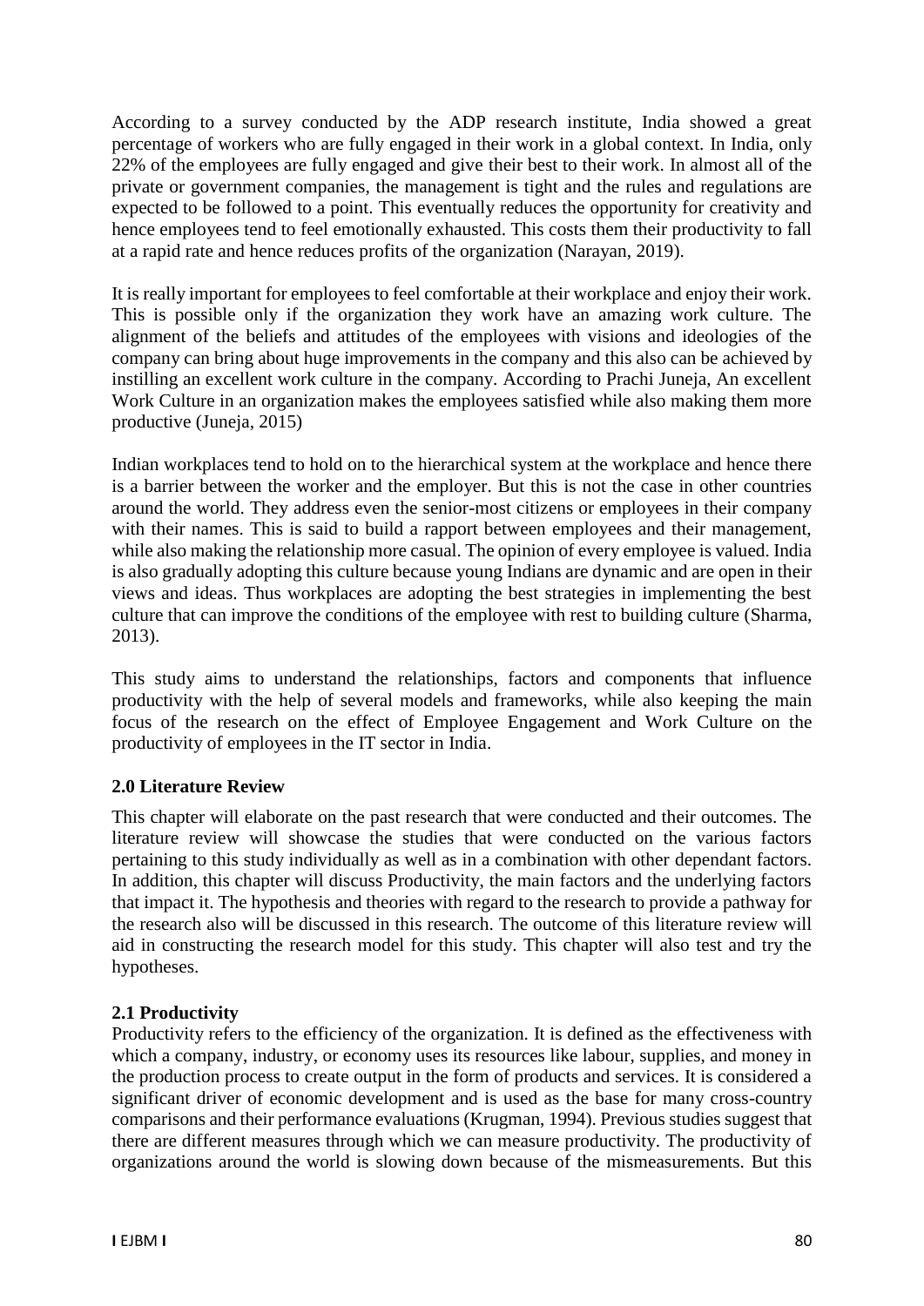According to a survey conducted by the ADP research institute, India showed a great percentage of workers who are fully engaged in their work in a global context. In India, only 22% of the employees are fully engaged and give their best to their work. In almost all of the private or government companies, the management is tight and the rules and regulations are expected to be followed to a point. This eventually reduces the opportunity for creativity and hence employees tend to feel emotionally exhausted. This costs them their productivity to fall at a rapid rate and hence reduces profits of the organization (Narayan, 2019).

It is really important for employees to feel comfortable at their workplace and enjoy their work. This is possible only if the organization they work have an amazing work culture. The alignment of the beliefs and attitudes of the employees with visions and ideologies of the company can bring about huge improvements in the company and this also can be achieved by instilling an excellent work culture in the company. According to Prachi Juneja, An excellent Work Culture in an organization makes the employees satisfied while also making them more productive (Juneja, 2015)

Indian workplaces tend to hold on to the hierarchical system at the workplace and hence there is a barrier between the worker and the employer. But this is not the case in other countries around the world. They address even the senior-most citizens or employees in their company with their names. This is said to build a rapport between employees and their management, while also making the relationship more casual. The opinion of every employee is valued. India is also gradually adopting this culture because young Indians are dynamic and are open in their views and ideas. Thus workplaces are adopting the best strategies in implementing the best culture that can improve the conditions of the employee with rest to building culture (Sharma, 2013).

This study aims to understand the relationships, factors and components that influence productivity with the help of several models and frameworks, while also keeping the main focus of the research on the effect of Employee Engagement and Work Culture on the productivity of employees in the IT sector in India.

## 2.0 Literature Review

This chapter will elaborate on the past research that were conducted and their outcomes. The literature review will showcase the studies that were conducted on the various factors pertaining to this study individually as well as in a combination with other dependant factors. In addition, this chapter will discuss Productivity, the main factors and the underlying factors that impact it. The hypothesis and theories with regard to the research to provide a pathway for the research also will be discussed in this research. The outcome of this literature review will aid in constructing the research model for this study. This chapter will also test and try the hypotheses.

### 2.1 Productivity

Productivity refers to the efficiency of the organization. It is defined as the effectiveness with which a company, industry, or economy uses its resources like labour, supplies, and money in the production process to create output in the form of products and services. It is considered a significant driver of economic development and is used as the base for many cross-country comparisons and their performance evaluations (Krugman, 1994). Previous studies suggest that there are different measures through which we can measure productivity. The productivity of organizations around the world is slowing down because of the mismeasurements. But this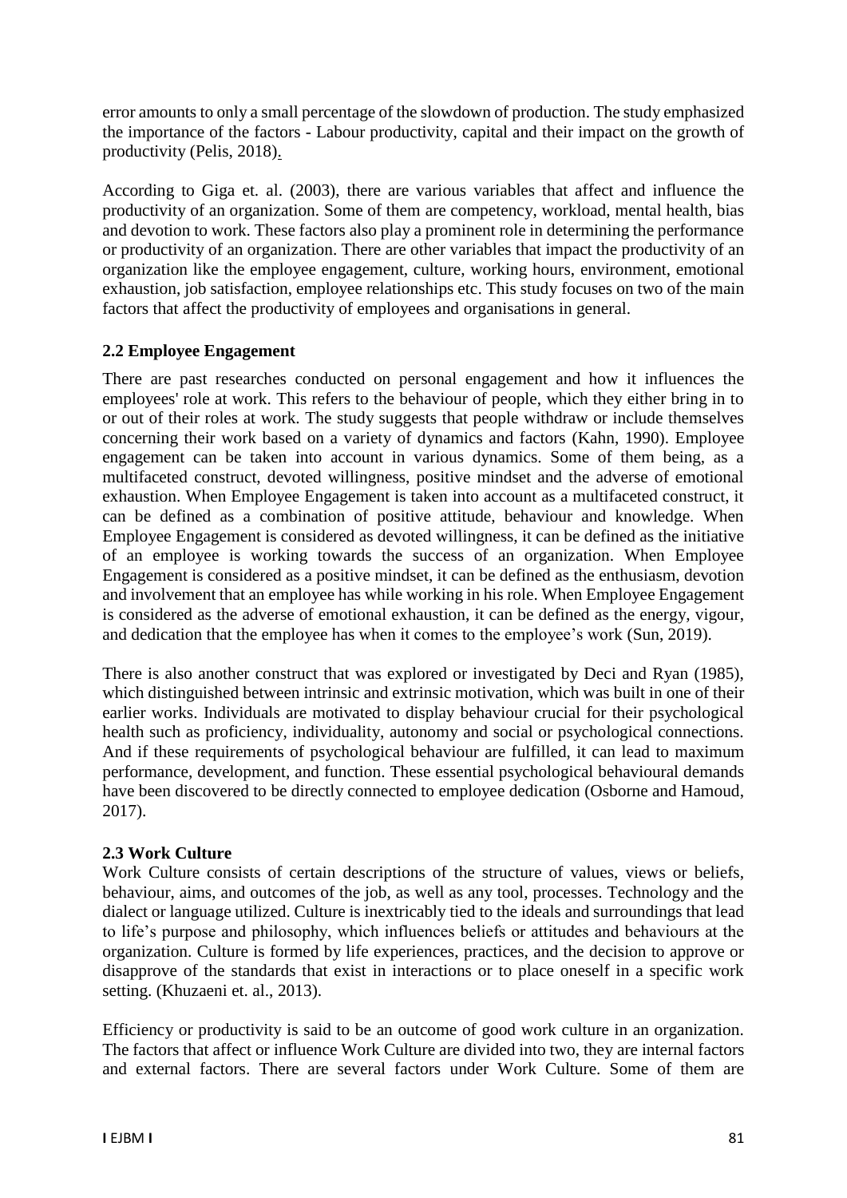error amounts to only a small percentage of the slowdown of production. The study emphasized the importance of the factors - Labour productivity, capital and their impact on the growth of productivity (Pelis, 2018).

According to Giga et. al. (2003), there are various variables that affect and influence the productivity of an organization. Some of them are competency, workload, mental health, bias and devotion to work. These factors also play a prominent role in determining the performance or productivity of an organization. There are other variables that impact the productivity of an organization like the employee engagement, culture, working hours, environment, emotional exhaustion, job satisfaction, employee relationships etc. This study focuses on two of the main factors that affect the productivity of employees and organisations in general.

### 2.2 Employee Engagement

There are past researches conducted on personal engagement and how it influences the employees' role at work. This refers to the behaviour of people, which they either bring in to or out of their roles at work. The study suggests that people withdraw or include themselves concerning their work based on a variety of dynamics and factors (Kahn, 1990). Employee engagement can be taken into account in various dynamics. Some of them being, as a multifaceted construct, devoted willingness, positive mindset and the adverse of emotional exhaustion. When Employee Engagement is taken into account as a multifaceted construct, it can be defined as a combination of positive attitude, behaviour and knowledge. When Employee Engagement is considered as devoted willingness, it can be defined as the initiative of an employee is working towards the success of an organization. When Employee Engagement is considered as a positive mindset, it can be defined as the enthusiasm, devotion and involvement that an employee has while working in his role. When Employee Engagement is considered as the adverse of emotional exhaustion, it can be defined as the energy, vigour, and dedication that the employee has when it comes to the employee's work (Sun, 2019).

There is also another construct that was explored or investigated by Deci and Ryan (1985), which distinguished between intrinsic and extrinsic motivation, which was built in one of their earlier works. Individuals are motivated to display behaviour crucial for their psychological health such as proficiency, individuality, autonomy and social or psychological connections. And if these requirements of psychological behaviour are fulfilled, it can lead to maximum performance, development, and function. These essential psychological behavioural demands have been discovered to be directly connected to employee dedication (Osborne and Hamoud, 2017).

### 2.3 Work Culture

Work Culture consists of certain descriptions of the structure of values, views or beliefs, behaviour, aims, and outcomes of the job, as well as any tool, processes. Technology and the dialect or language utilized. Culture is inextricably tied to the ideals and surroundings that lead to life's purpose and philosophy, which influences beliefs or attitudes and behaviours at the organization. Culture is formed by life experiences, practices, and the decision to approve or disapprove of the standards that exist in interactions or to place oneself in a specific work setting. (Khuzaeni et. al., 2013).

Efficiency or productivity is said to be an outcome of good work culture in an organization. The factors that affect or influence Work Culture are divided into two, they are internal factors and external factors. There are several factors under Work Culture. Some of them are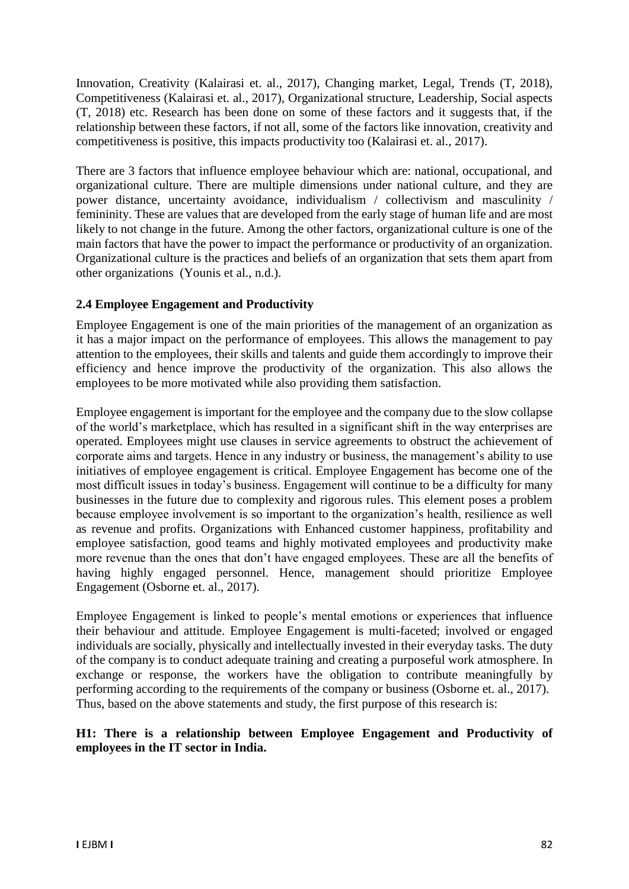Innovation, Creativity (Kalairasi et. al., 2017), Changing market, Legal, Trends (T, 2018), Competitiveness (Kalairasi et. al., 2017), Organizational structure, Leadership, Social aspects (T, 2018) etc. Research has been done on some of these factors and it suggests that, if the relationship between these factors, if not all, some of the factors like innovation, creativity and competitiveness is positive, this impacts productivity too (Kalairasi et. al., 2017).

There are 3 factors that influence employee behaviour which are: national, occupational, and organizational culture. There are multiple dimensions under national culture, and they are power distance, uncertainty avoidance, individualism / collectivism and masculinity / femininity. These are values that are developed from the early stage of human life and are most likely to not change in the future. Among the other factors, organizational culture is one of the main factors that have the power to impact the performance or productivity of an organization. Organizational culture is the practices and beliefs of an organization that sets them apart from other organizations (Younis et al., n.d.).

### 2.4 Employee Engagement and Productivity

Employee Engagement is one of the main priorities of the management of an organization as it has a major impact on the performance of employees. This allows the management to pay attention to the employees, their skills and talents and guide them accordingly to improve their efficiency and hence improve the productivity of the organization. This also allows the employees to be more motivated while also providing them satisfaction.

Employee engagement is important for the employee and the company due to the slow collapse of the world's marketplace, which has resulted in a significant shift in the way enterprises are operated. Employees might use clauses in service agreements to obstruct the achievement of corporate aims and targets. Hence in any industry or business, the management's ability to use initiatives of employee engagement is critical. Employee Engagement has become one of the most difficult issues in today's business. Engagement will continue to be a difficulty for many businesses in the future due to complexity and rigorous rules. This element poses a problem because employee involvement is so important to the organization's health, resilience as well as revenue and profits. Organizations with Enhanced customer happiness, profitability and employee satisfaction, good teams and highly motivated employees and productivity make more revenue than the ones that don't have engaged employees. These are all the benefits of having highly engaged personnel. Hence, management should prioritize Employee Engagement (Osborne et. al., 2017).

Employee Engagement is linked to people's mental emotions or experiences that influence their behaviour and attitude. Employee Engagement is multi-faceted; involved or engaged individuals are socially, physically and intellectually invested in their everyday tasks. The duty of the company is to conduct adequate training and creating a purposeful work atmosphere. In exchange or response, the workers have the obligation to contribute meaningfully by performing according to the requirements of the company or business (Osborne et. al., 2017). Thus, based on the above statements and study, the first purpose of this research is:

**H1: There is a relationship between Employee Engagement and Productivity of employees in the IT sector in India.**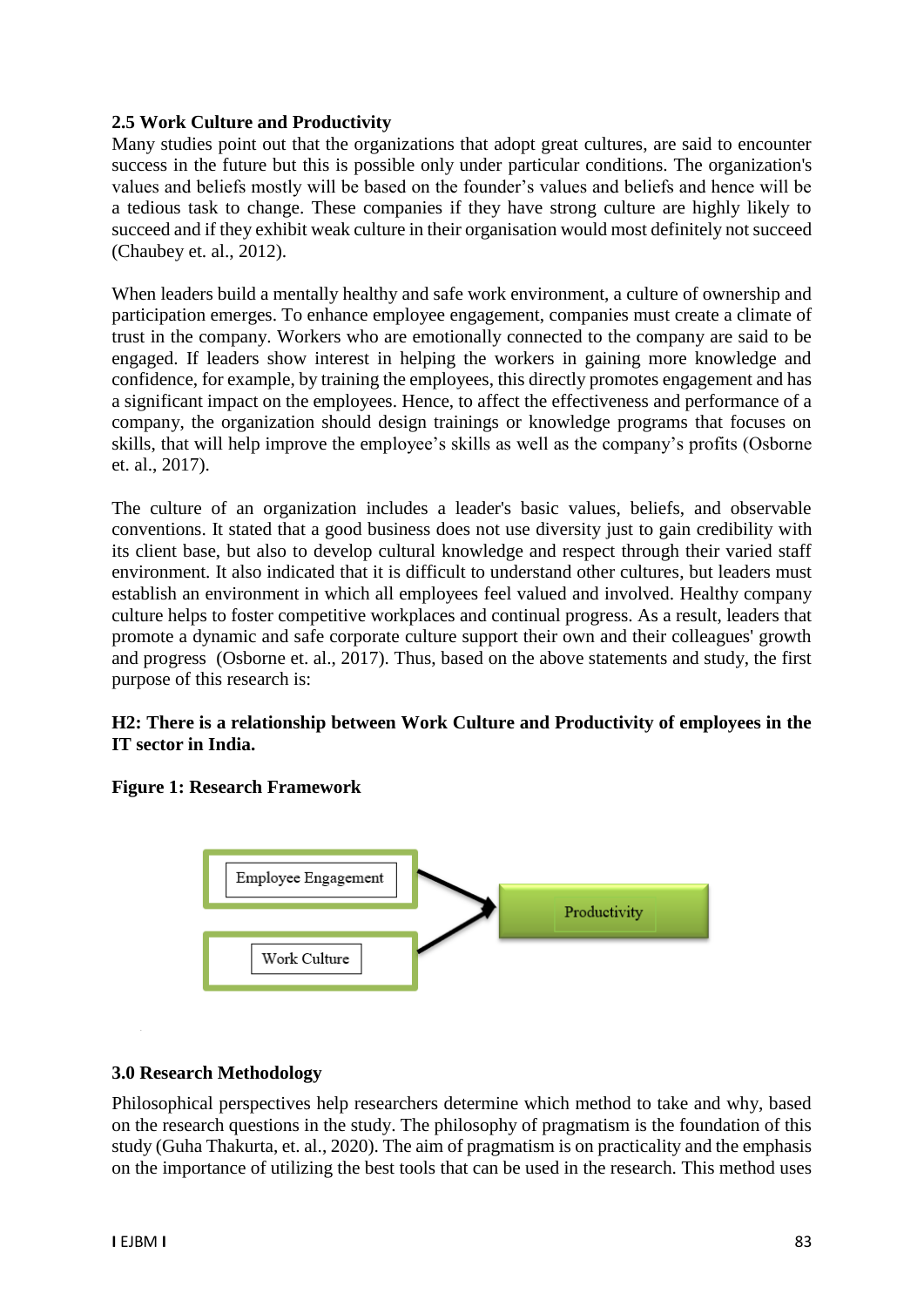### 2.5 Work Culture and Productivity

Many studies point out that the organizations that adopt great cultures, are said to encounter success in the future but this is possible only under particular conditions. The organization's values and beliefs mostly will be based on the founder's values and beliefs and hence will be a tedious task to change. These companies if they have strong culture are highly likely to succeed and if they exhibit weak culture in their organisation would most definitely not succeed (Chaubey et. al., 2012).

When leaders build a mentally healthy and safe work environment, a culture of ownership and participation emerges. To enhance employee engagement, companies must create a climate of trust in the company. Workers who are emotionally connected to the company are said to be engaged. If leaders show interest in helping the workers in gaining more knowledge and confidence, for example, by training the employees, this directly promotes engagement and has a significant impact on the employees. Hence, to affect the effectiveness and performance of a company, the organization should design trainings or knowledge programs that focuses on skills, that will help improve the employee's skills as well as the company's profits (Osborne et. al., 2017).

The culture of an organization includes a leader's basic values, beliefs, and observable conventions. It stated that a good business does not use diversity just to gain credibility with its client base, but also to develop cultural knowledge and respect through their varied staff environment. It also indicated that it is difficult to understand other cultures, but leaders must establish an environment in which all employees feel valued and involved. Healthy company culture helps to foster competitive workplaces and continual progress. As a result, leaders that promote a dynamic and safe corporate culture support their own and their colleagues' growth and progress (Osborne et. al., 2017). Thus, based on the above statements and study, the first purpose of this research is:

**H2: There is a relationship between Work Culture and Productivity of employees in the IT sector in India.**

**Figure 1: Research Framework**

Employee Engagement → Productivity

Work Culture → Productivity

### 3.0 Research Methodology

Philosophical perspectives help researchers determine which method to take and why, based on the research questions in the study. The philosophy of pragmatism is the foundation of this study (Guha Thakurta, et. al., 2020). The aim of pragmatism is on practicality and the emphasis on the importance of utilizing the best tools that can be used in the research. This method uses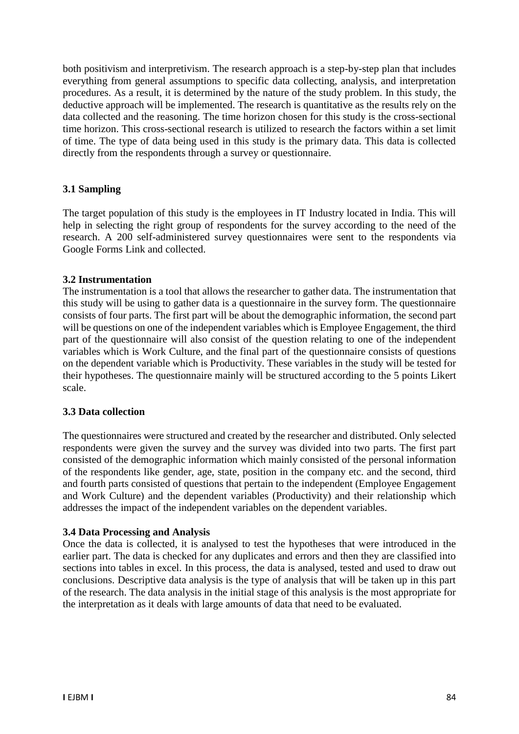both positivism and interpretivism. The research approach is a step-by-step plan that includes everything from general assumptions to specific data collecting, analysis, and interpretation procedures. As a result, it is determined by the nature of the study problem. In this study, the deductive approach will be implemented. The research is quantitative as the results rely on the data collected and the reasoning. The time horizon chosen for this study is the cross-sectional time horizon. This cross-sectional research is utilized to research the factors within a set limit of time. The type of data being used in this study is the primary data. This data is collected directly from the respondents through a survey or questionnaire.

### 3.1 Sampling

The target population of this study is the employees in IT Industry located in India. This will help in selecting the right group of respondents for the survey according to the need of the research. A 200 self-administered survey questionnaires were sent to the respondents via Google Forms Link and collected.

### 3.2 Instrumentation

The instrumentation is a tool that allows the researcher to gather data. The instrumentation that this study will be using to gather data is a questionnaire in the survey form. The questionnaire consists of four parts. The first part will be about the demographic information, the second part will be questions on one of the independent variables which is Employee Engagement, the third part of the questionnaire will also consist of the question relating to one of the independent variables which is Work Culture, and the final part of the questionnaire consists of questions on the dependent variable which is Productivity. These variables in the study will be tested for their hypotheses. The questionnaire mainly will be structured according to the 5 points Likert scale.

### 3.3 Data collection

The questionnaires were structured and created by the researcher and distributed. Only selected respondents were given the survey and the survey was divided into two parts. The first part consisted of the demographic information which mainly consisted of the personal information of the respondents like gender, age, state, position in the company etc. and the second, third and fourth parts consisted of questions that pertain to the independent (Employee Engagement and Work Culture) and the dependent variables (Productivity) and their relationship which addresses the impact of the independent variables on the dependent variables.

### 3.4 Data Processing and Analysis

Once the data is collected, it is analysed to test the hypotheses that were introduced in the earlier part. The data is checked for any duplicates and errors and then they are classified into sections into tables in excel. In this process, the data is analysed, tested and used to draw out conclusions. Descriptive data analysis is the type of analysis that will be taken up in this part of the research. The data analysis in the initial stage of this analysis is the most appropriate for the interpretation as it deals with large amounts of data that need to be evaluated.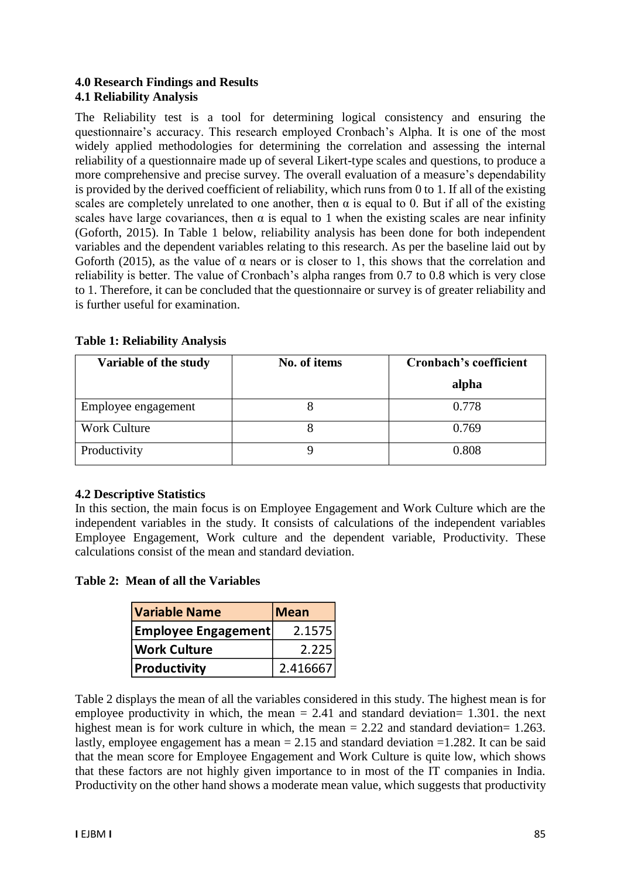## 4.0 Research Findings and Results

### 4.1 Reliability Analysis

The Reliability test is a tool for determining logical consistency and ensuring the questionnaire's accuracy. This research employed Cronbach's Alpha. It is one of the most widely applied methodologies for determining the correlation and assessing the internal reliability of a questionnaire made up of several Likert-type scales and questions, to produce a more comprehensive and precise survey. The overall evaluation of a measure's dependability is provided by the derived coefficient of reliability, which runs from 0 to 1. If all of the existing scales are completely unrelated to one another, then $\alpha$ is equal to 0. But if all of the existing scales have large covariances, then $\alpha$ is equal to 1 when the existing scales are near infinity (Goforth, 2015). In Table 1 below, reliability analysis has been done for both independent variables and the dependent variables relating to this research. As per the baseline laid out by Goforth (2015), as the value of $\alpha$ nears or is closer to 1, this shows that the correlation and reliability is better. The value of Cronbach's alpha ranges from 0.7 to 0.8 which is very close to 1. Therefore, it can be concluded that the questionnaire or survey is of greater reliability and is further useful for examination.

**Table 1: Reliability Analysis**

| Variable of the study | No. of items | Cronbach's coefficient alpha |
|---|---|---|
| Employee engagement | 8 | 0.778 |
| Work Culture | 8 | 0.769 |
| Productivity | 9 | 0.808 |

### 4.2 Descriptive Statistics

In this section, the main focus is on Employee Engagement and Work Culture which are the independent variables in the study. It consists of calculations of the independent variables Employee Engagement, Work culture and the dependent variable, Productivity. These calculations consist of the mean and standard deviation.

**Table 2: Mean of all the Variables**

| Variable Name | Mean |
|---|---|
| Employee Engagement | 2.1575 |
| Work Culture | 2.225 |
| Productivity | 2.416667 |

Table 2 displays the mean of all the variables considered in this study. The highest mean is for employee productivity in which, the mean = 2.41 and standard deviation= 1.301. the next highest mean is for work culture in which, the mean = 2.22 and standard deviation= 1.263. lastly, employee engagement has a mean = 2.15 and standard deviation =1.282. It can be said that the mean score for Employee Engagement and Work Culture is quite low, which shows that these factors are not highly given importance to in most of the IT companies in India. Productivity on the other hand shows a moderate mean value, which suggests that productivity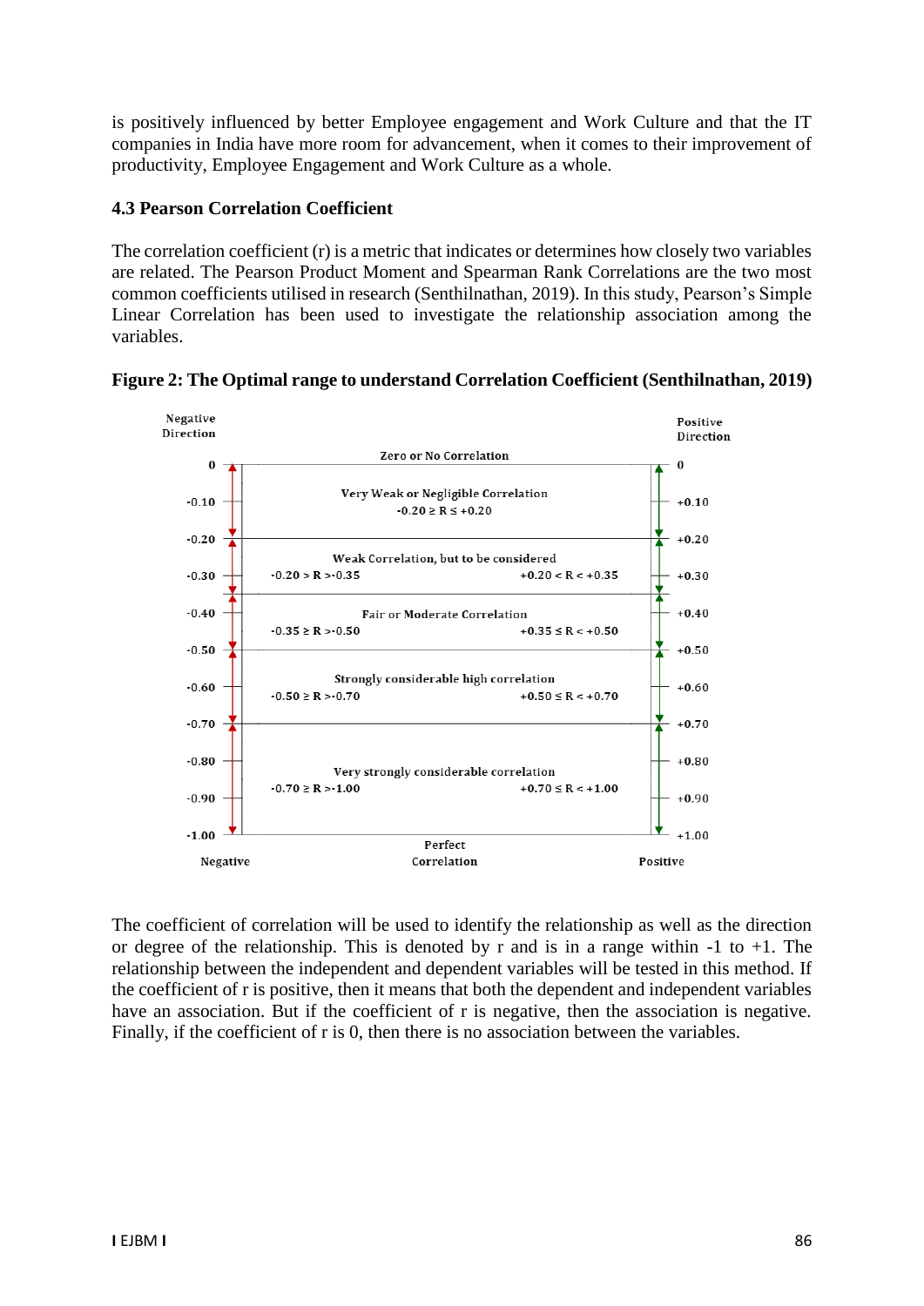is positively influenced by better Employee engagement and Work Culture and that the IT companies in India have more room for advancement, when it comes to their improvement of productivity, Employee Engagement and Work Culture as a whole.

### 4.3 Pearson Correlation Coefficient

The correlation coefficient (r) is a metric that indicates or determines how closely two variables are related. The Pearson Product Moment and Spearman Rank Correlations are the two most common coefficients utilised in research (Senthilnathan, 2019). In this study, Pearson's Simple Linear Correlation has been used to investigate the relationship association among the variables.

**Figure 2: The Optimal range to understand Correlation Coefficient (Senthilnathan, 2019)**

| Negative Direction | Correlation | Negative range | Positive range | Positive Direction |
|---|---|---|---|---|
| 0 | Zero or No Correlation | | | 0 |
| -0.10 to -0.20 | Very Weak or Negligible Correlation | $-0.20 \geq R \leq +0.20$ | | +0.10 to +0.20 |
| -0.20 to -0.35 | Weak Correlation, but to be considered | $-0.20 > R > -0.35$ | $+0.20 < R < +0.35$ | +0.20 to +0.35 |
| -0.35 to -0.50 | Fair or Moderate Correlation | $-0.35 \geq R > -0.50$ | $+0.35 \leq R < +0.50$ | +0.35 to +0.50 |
| -0.50 to -0.70 | Strongly considerable high correlation | $-0.50 \geq R > -0.70$ | $+0.50 \leq R < +0.70$ | +0.50 to +0.70 |
| -0.70 to -1.00 | Very strongly considerable correlation | $-0.70 \geq R > -1.00$ | $+0.70 \leq R < +1.00$ | +0.70 to +1.00 |
| -1.00 (Negative) | Perfect Correlation | | | +1.00 (Positive) |

The coefficient of correlation will be used to identify the relationship as well as the direction or degree of the relationship. This is denoted by r and is in a range within -1 to +1. The relationship between the independent and dependent variables will be tested in this method. If the coefficient of r is positive, then it means that both the dependent and independent variables have an association. But if the coefficient of r is negative, then the association is negative. Finally, if the coefficient of r is 0, then there is no association between the variables.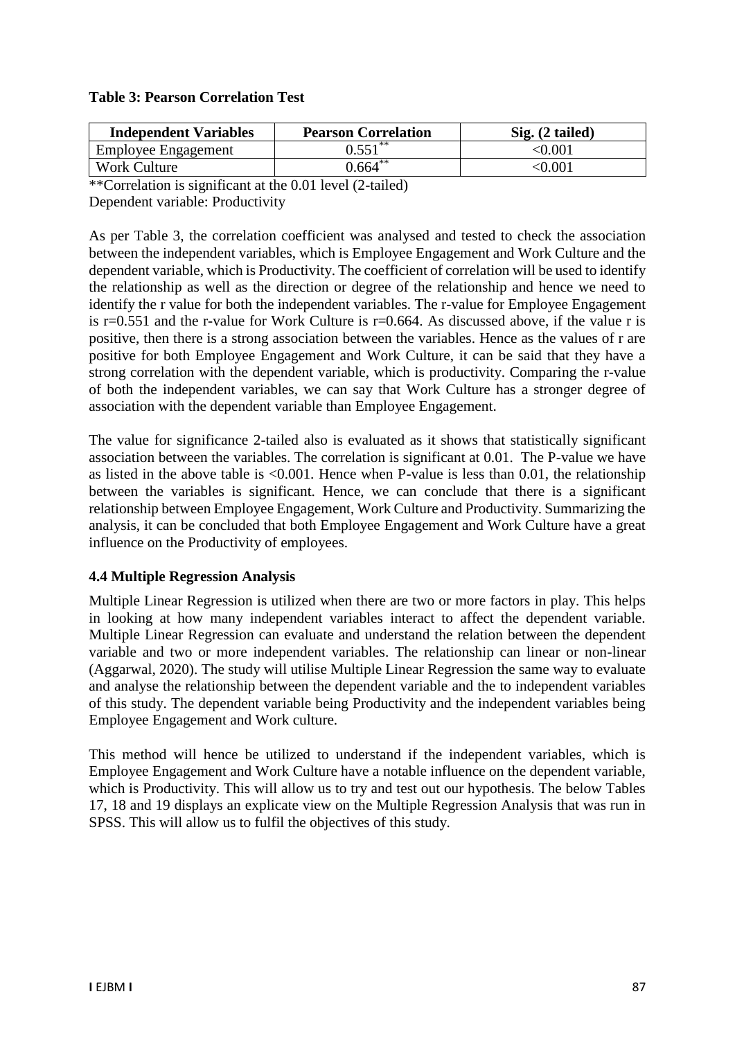**Table 3: Pearson Correlation Test**

| Independent Variables | Pearson Correlation | Sig. (2 tailed) |
|---|---|---|
| Employee Engagement | 0.551** | <0.001 |
| Work Culture | 0.664** | <0.001 |

**Correlation is significant at the 0.01 level (2-tailed)
Dependent variable: Productivity

As per Table 3, the correlation coefficient was analysed and tested to check the association between the independent variables, which is Employee Engagement and Work Culture and the dependent variable, which is Productivity. The coefficient of correlation will be used to identify the relationship as well as the direction or degree of the relationship and hence we need to identify the r value for both the independent variables. The r-value for Employee Engagement is r=0.551 and the r-value for Work Culture is r=0.664. As discussed above, if the value r is positive, then there is a strong association between the variables. Hence as the values of r are positive for both Employee Engagement and Work Culture, it can be said that they have a strong correlation with the dependent variable, which is productivity. Comparing the r-value of both the independent variables, we can say that Work Culture has a stronger degree of association with the dependent variable than Employee Engagement.

The value for significance 2-tailed also is evaluated as it shows that statistically significant association between the variables. The correlation is significant at 0.01. The P-value we have as listed in the above table is <0.001. Hence when P-value is less than 0.01, the relationship between the variables is significant. Hence, we can conclude that there is a significant relationship between Employee Engagement, Work Culture and Productivity. Summarizing the analysis, it can be concluded that both Employee Engagement and Work Culture have a great influence on the Productivity of employees.

### 4.4 Multiple Regression Analysis

Multiple Linear Regression is utilized when there are two or more factors in play. This helps in looking at how many independent variables interact to affect the dependent variable. Multiple Linear Regression can evaluate and understand the relation between the dependent variable and two or more independent variables. The relationship can linear or non-linear (Aggarwal, 2020). The study will utilise Multiple Linear Regression the same way to evaluate and analyse the relationship between the dependent variable and the to independent variables of this study. The dependent variable being Productivity and the independent variables being Employee Engagement and Work culture.

This method will hence be utilized to understand if the independent variables, which is Employee Engagement and Work Culture have a notable influence on the dependent variable, which is Productivity. This will allow us to try and test out our hypothesis. The below Tables 17, 18 and 19 displays an explicate view on the Multiple Regression Analysis that was run in SPSS. This will allow us to fulfil the objectives of this study.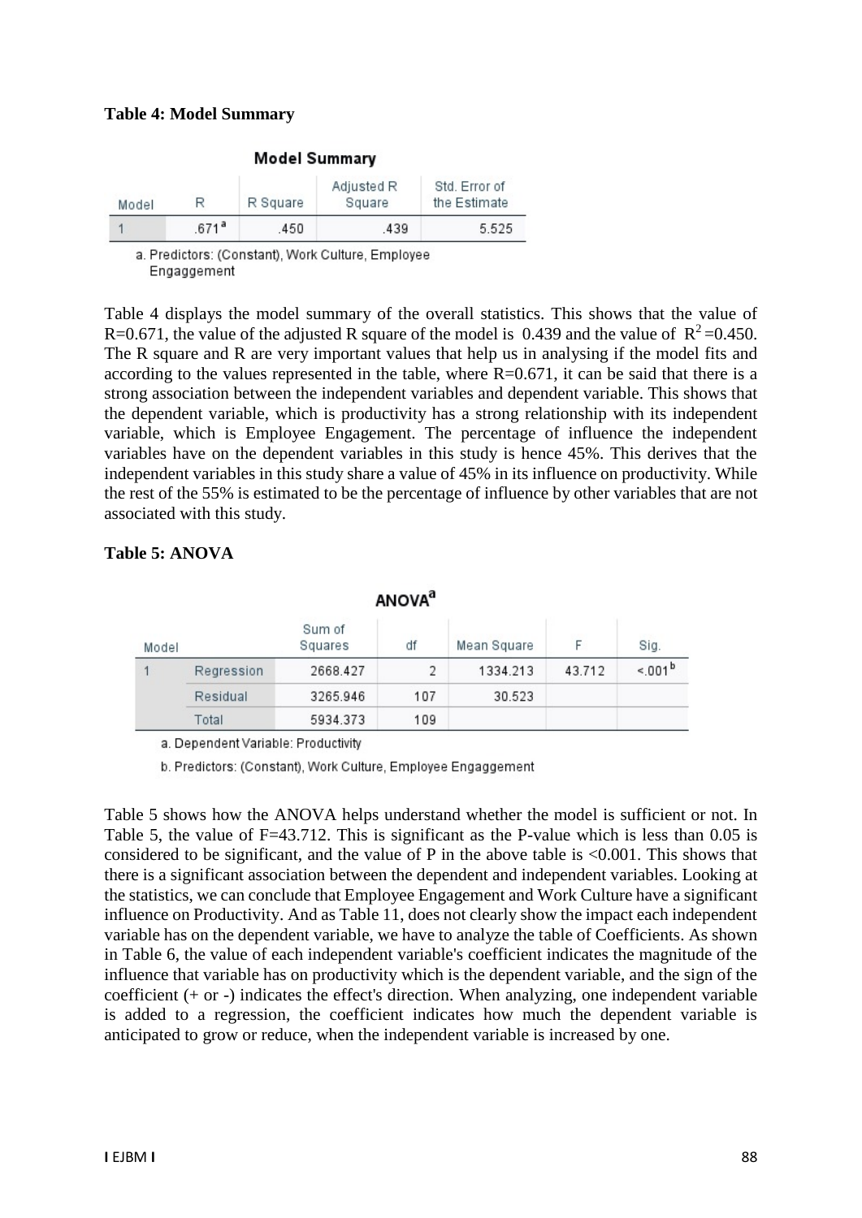**Table 4: Model Summary**

**Model Summary**

| Model | R | R Square | Adjusted R Square | Std. Error of the Estimate |
|---|---|---|---|---|
| 1 | .671[a] | .450 | .439 | 5.525 |

a. Predictors: (Constant), Work Culture, Employee Engaggement

Table 4 displays the model summary of the overall statistics. This shows that the value of R=0.671, the value of the adjusted R square of the model is 0.439 and the value of $R^2$=0.450. The R square and R are very important values that help us in analysing if the model fits and according to the values represented in the table, where R=0.671, it can be said that there is a strong association between the independent variables and dependent variable. This shows that the dependent variable, which is productivity has a strong relationship with its independent variable, which is Employee Engagement. The percentage of influence the independent variables have on the dependent variables in this study is hence 45%. This derives that the independent variables in this study share a value of 45% in its influence on productivity. While the rest of the 55% is estimated to be the percentage of influence by other variables that are not associated with this study.

**Table 5: ANOVA**

**ANOVA[a]**

| Model | | Sum of Squares | df | Mean Square | F | Sig. |
|---|---|---|---|---|---|---|
| 1 | Regression | 2668.427 | 2 | 1334.213 | 43.712 | <.001[b] |
| | Residual | 3265.946 | 107 | 30.523 | | |
| | Total | 5934.373 | 109 | | | |

a. Dependent Variable: Productivity

b. Predictors: (Constant), Work Culture, Employee Engaggement

Table 5 shows how the ANOVA helps understand whether the model is sufficient or not. In Table 5, the value of F=43.712. This is significant as the P-value which is less than 0.05 is considered to be significant, and the value of P in the above table is <0.001. This shows that there is a significant association between the dependent and independent variables. Looking at the statistics, we can conclude that Employee Engagement and Work Culture have a significant influence on Productivity. And as Table 11, does not clearly show the impact each independent variable has on the dependent variable, we have to analyze the table of Coefficients. As shown in Table 6, the value of each independent variable's coefficient indicates the magnitude of the influence that variable has on productivity which is the dependent variable, and the sign of the coefficient (+ or -) indicates the effect's direction. When analyzing, one independent variable is added to a regression, the coefficient indicates how much the dependent variable is anticipated to grow or reduce, when the independent variable is increased by one.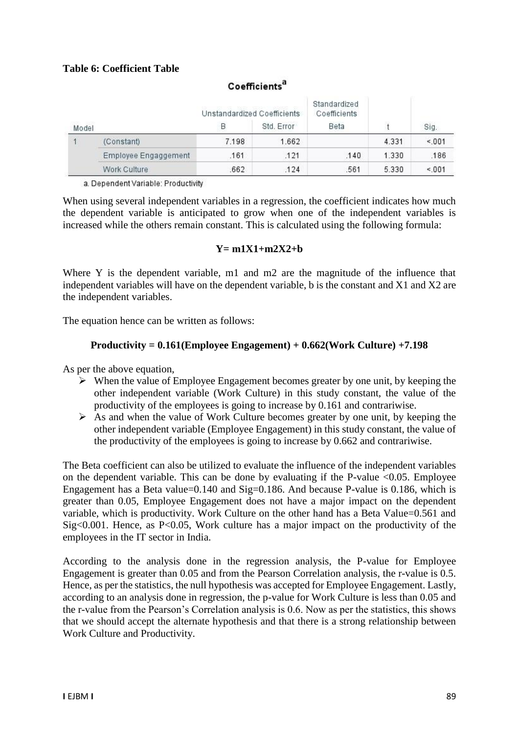**Table 6: Coefficient Table**

Coefficients[a]

| Model | | Unstandardized Coefficients | | Standardized Coefficients | t | Sig. |
|---|---|---|---|---|---|---|
| | | B | Std. Error | Beta | | |
| 1 | (Constant) | 7.198 | 1.662 | | 4.331 | <.001 |
| | Employee Engaggement | .161 | .121 | .140 | 1.330 | .186 |
| | Work Culture | .662 | .124 | .561 | 5.330 | <.001 |

a. Dependent Variable: Productivity

When using several independent variables in a regression, the coefficient indicates how much the dependent variable is anticipated to grow when one of the independent variables is increased while the others remain constant. This is calculated using the following formula:

$$Y= m1X1+m2X2+b$$

Where Y is the dependent variable, m1 and m2 are the magnitude of the influence that independent variables will have on the dependent variable, b is the constant and X1 and X2 are the independent variables.

The equation hence can be written as follows:

**Productivity = 0.161(Employee Engagement) + 0.662(Work Culture) +7.198**

As per the above equation,

- When the value of Employee Engagement becomes greater by one unit, by keeping the other independent variable (Work Culture) in this study constant, the value of the productivity of the employees is going to increase by 0.161 and contrariwise.
- As and when the value of Work Culture becomes greater by one unit, by keeping the other independent variable (Employee Engagement) in this study constant, the value of the productivity of the employees is going to increase by 0.662 and contrariwise.

The Beta coefficient can also be utilized to evaluate the influence of the independent variables on the dependent variable. This can be done by evaluating if the P-value <0.05. Employee Engagement has a Beta value=0.140 and Sig=0.186. And because P-value is 0.186, which is greater than 0.05, Employee Engagement does not have a major impact on the dependent variable, which is productivity. Work Culture on the other hand has a Beta Value=0.561 and Sig<0.001. Hence, as P<0.05, Work culture has a major impact on the productivity of the employees in the IT sector in India.

According to the analysis done in the regression analysis, the P-value for Employee Engagement is greater than 0.05 and from the Pearson Correlation analysis, the r-value is 0.5. Hence, as per the statistics, the null hypothesis was accepted for Employee Engagement. Lastly, according to an analysis done in regression, the p-value for Work Culture is less than 0.05 and the r-value from the Pearson's Correlation analysis is 0.6. Now as per the statistics, this shows that we should accept the alternate hypothesis and that there is a strong relationship between Work Culture and Productivity.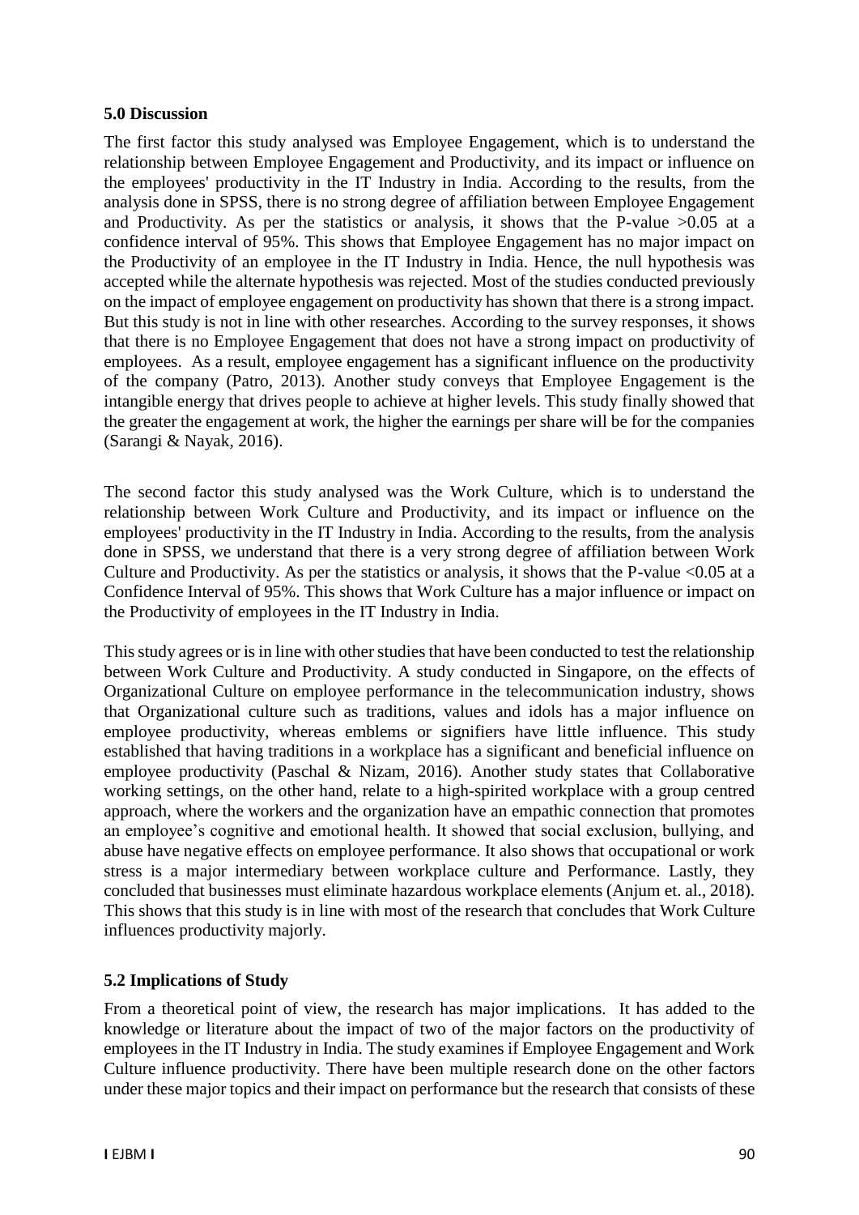### 5.0 Discussion

The first factor this study analysed was Employee Engagement, which is to understand the relationship between Employee Engagement and Productivity, and its impact or influence on the employees' productivity in the IT Industry in India. According to the results, from the analysis done in SPSS, there is no strong degree of affiliation between Employee Engagement and Productivity. As per the statistics or analysis, it shows that the P-value >0.05 at a confidence interval of 95%. This shows that Employee Engagement has no major impact on the Productivity of an employee in the IT Industry in India. Hence, the null hypothesis was accepted while the alternate hypothesis was rejected. Most of the studies conducted previously on the impact of employee engagement on productivity has shown that there is a strong impact. But this study is not in line with other researches. According to the survey responses, it shows that there is no Employee Engagement that does not have a strong impact on productivity of employees. As a result, employee engagement has a significant influence on the productivity of the company (Patro, 2013). Another study conveys that Employee Engagement is the intangible energy that drives people to achieve at higher levels. This study finally showed that the greater the engagement at work, the higher the earnings per share will be for the companies (Sarangi & Nayak, 2016).

The second factor this study analysed was the Work Culture, which is to understand the relationship between Work Culture and Productivity, and its impact or influence on the employees' productivity in the IT Industry in India. According to the results, from the analysis done in SPSS, we understand that there is a very strong degree of affiliation between Work Culture and Productivity. As per the statistics or analysis, it shows that the P-value <0.05 at a Confidence Interval of 95%. This shows that Work Culture has a major influence or impact on the Productivity of employees in the IT Industry in India.

This study agrees or is in line with other studies that have been conducted to test the relationship between Work Culture and Productivity. A study conducted in Singapore, on the effects of Organizational Culture on employee performance in the telecommunication industry, shows that Organizational culture such as traditions, values and idols has a major influence on employee productivity, whereas emblems or signifiers have little influence. This study established that having traditions in a workplace has a significant and beneficial influence on employee productivity (Paschal & Nizam, 2016). Another study states that Collaborative working settings, on the other hand, relate to a high-spirited workplace with a group centred approach, where the workers and the organization have an empathic connection that promotes an employee's cognitive and emotional health. It showed that social exclusion, bullying, and abuse have negative effects on employee performance. It also shows that occupational or work stress is a major intermediary between workplace culture and Performance. Lastly, they concluded that businesses must eliminate hazardous workplace elements (Anjum et. al., 2018). This shows that this study is in line with most of the research that concludes that Work Culture influences productivity majorly.

### 5.2 Implications of Study

From a theoretical point of view, the research has major implications. It has added to the knowledge or literature about the impact of two of the major factors on the productivity of employees in the IT Industry in India. The study examines if Employee Engagement and Work Culture influence productivity. There have been multiple research done on the other factors under these major topics and their impact on performance but the research that consists of these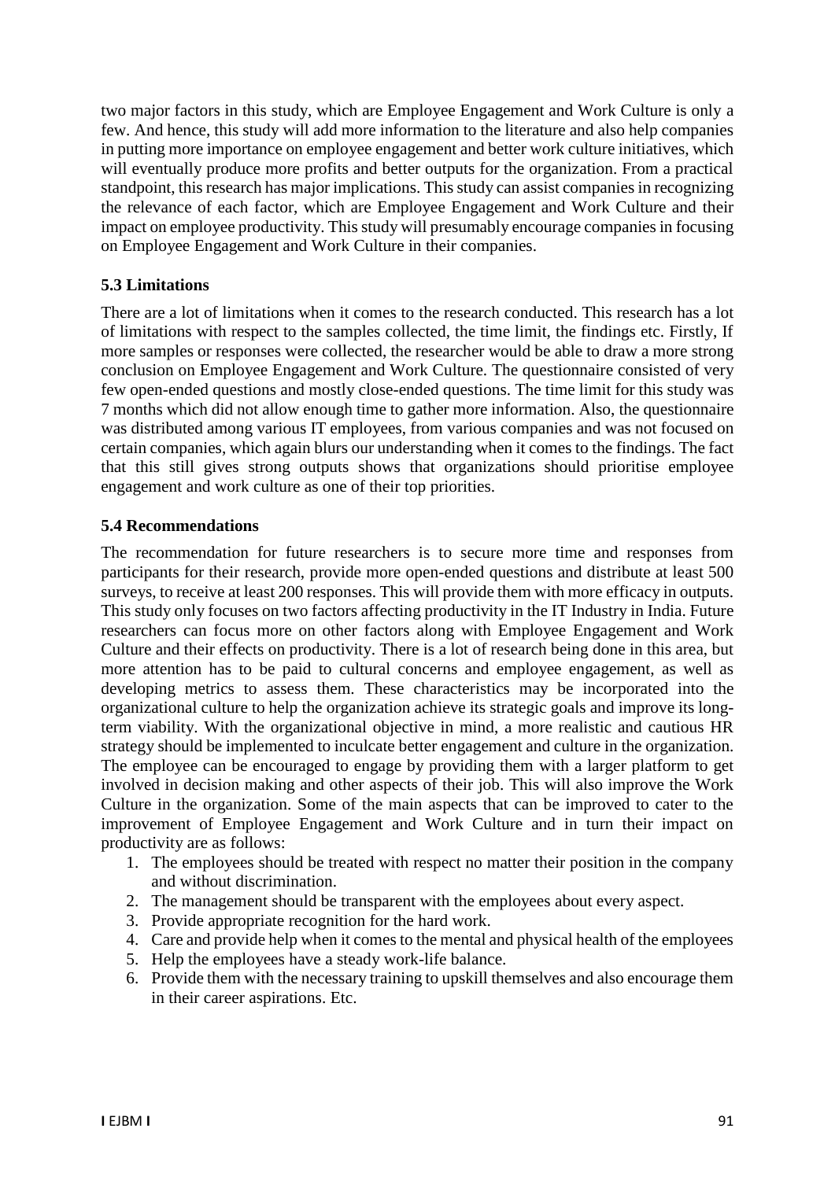two major factors in this study, which are Employee Engagement and Work Culture is only a few. And hence, this study will add more information to the literature and also help companies in putting more importance on employee engagement and better work culture initiatives, which will eventually produce more profits and better outputs for the organization. From a practical standpoint, this research has major implications. This study can assist companies in recognizing the relevance of each factor, which are Employee Engagement and Work Culture and their impact on employee productivity. This study will presumably encourage companies in focusing on Employee Engagement and Work Culture in their companies.

### 5.3 Limitations

There are a lot of limitations when it comes to the research conducted. This research has a lot of limitations with respect to the samples collected, the time limit, the findings etc. Firstly, If more samples or responses were collected, the researcher would be able to draw a more strong conclusion on Employee Engagement and Work Culture. The questionnaire consisted of very few open-ended questions and mostly close-ended questions. The time limit for this study was 7 months which did not allow enough time to gather more information. Also, the questionnaire was distributed among various IT employees, from various companies and was not focused on certain companies, which again blurs our understanding when it comes to the findings. The fact that this still gives strong outputs shows that organizations should prioritise employee engagement and work culture as one of their top priorities.

### 5.4 Recommendations

The recommendation for future researchers is to secure more time and responses from participants for their research, provide more open-ended questions and distribute at least 500 surveys, to receive at least 200 responses. This will provide them with more efficacy in outputs. This study only focuses on two factors affecting productivity in the IT Industry in India. Future researchers can focus more on other factors along with Employee Engagement and Work Culture and their effects on productivity. There is a lot of research being done in this area, but more attention has to be paid to cultural concerns and employee engagement, as well as developing metrics to assess them. These characteristics may be incorporated into the organizational culture to help the organization achieve its strategic goals and improve its long-term viability. With the organizational objective in mind, a more realistic and cautious HR strategy should be implemented to inculcate better engagement and culture in the organization. The employee can be encouraged to engage by providing them with a larger platform to get involved in decision making and other aspects of their job. This will also improve the Work Culture in the organization. Some of the main aspects that can be improved to cater to the improvement of Employee Engagement and Work Culture and in turn their impact on productivity are as follows:

1. The employees should be treated with respect no matter their position in the company and without discrimination.
2. The management should be transparent with the employees about every aspect.
3. Provide appropriate recognition for the hard work.
4. Care and provide help when it comes to the mental and physical health of the employees
5. Help the employees have a steady work-life balance.
6. Provide them with the necessary training to upskill themselves and also encourage them in their career aspirations. Etc.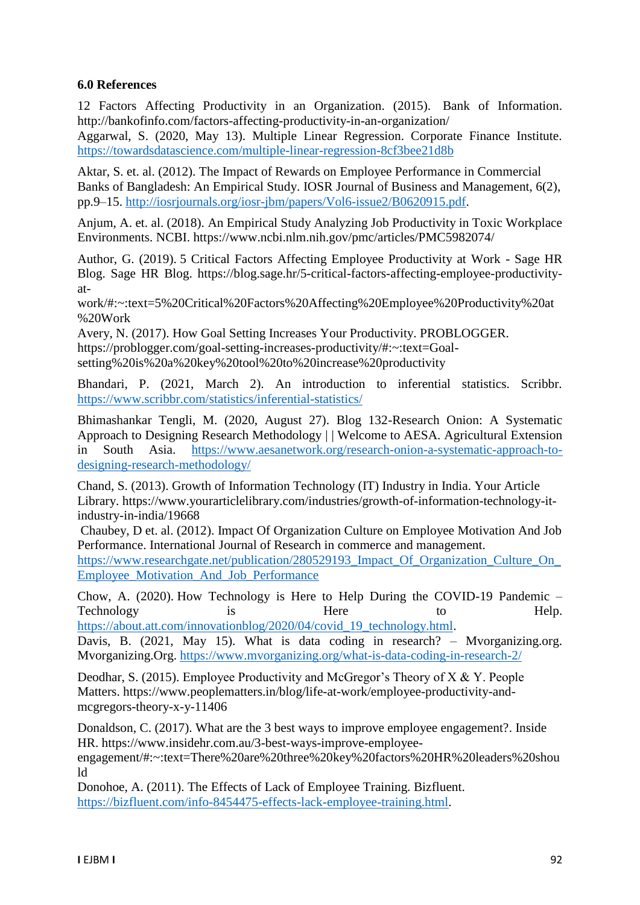### 6.0 References

12 Factors Affecting Productivity in an Organization. (2015). Bank of Information. http://bankofinfo.com/factors-affecting-productivity-in-an-organization/

Aggarwal, S. (2020, May 13). Multiple Linear Regression. Corporate Finance Institute. https://towardsdatascience.com/multiple-linear-regression-8cf3bee21d8b

Aktar, S. et. al. (2012). The Impact of Rewards on Employee Performance in Commercial Banks of Bangladesh: An Empirical Study. IOSR Journal of Business and Management, 6(2), pp.9–15. http://iosrjournals.org/iosr-jbm/papers/Vol6-issue2/B0620915.pdf.

Anjum, A. et. al. (2018). An Empirical Study Analyzing Job Productivity in Toxic Workplace Environments. NCBI. https://www.ncbi.nlm.nih.gov/pmc/articles/PMC5982074/

Author, G. (2019). 5 Critical Factors Affecting Employee Productivity at Work - Sage HR Blog. Sage HR Blog. https://blog.sage.hr/5-critical-factors-affecting-employee-productivity-at-work/#:~:text=5%20Critical%20Factors%20Affecting%20Employee%20Productivity%20at%20Work

Avery, N. (2017). How Goal Setting Increases Your Productivity. PROBLOGGER. https://problogger.com/goal-setting-increases-productivity/#:~:text=Goal-setting%20is%20a%20key%20tool%20to%20increase%20productivity

Bhandari, P. (2021, March 2). An introduction to inferential statistics. Scribbr. https://www.scribbr.com/statistics/inferential-statistics/

Bhimashankar Tengli, M. (2020, August 27). Blog 132-Research Onion: A Systematic Approach to Designing Research Methodology | | Welcome to AESA. Agricultural Extension in South Asia. https://www.aesanetwork.org/research-onion-a-systematic-approach-to-designing-research-methodology/

Chand, S. (2013). Growth of Information Technology (IT) Industry in India. Your Article Library. https://www.yourarticlelibrary.com/industries/growth-of-information-technology-it-industry-in-india/19668

Chaubey, D et. al. (2012). Impact Of Organization Culture on Employee Motivation And Job Performance. International Journal of Research in commerce and management. https://www.researchgate.net/publication/280529193_Impact_Of_Organization_Culture_On_Employee_Motivation_And_Job_Performance

Chow, A. (2020). How Technology is Here to Help During the COVID-19 Pandemic – Technology is Here to Help. https://about.att.com/innovationblog/2020/04/covid_19_technology.html.

Davis, B. (2021, May 15). What is data coding in research? – Mvorganizing.org. Mvorganizing.Org. https://www.mvorganizing.org/what-is-data-coding-in-research-2/

Deodhar, S. (2015). Employee Productivity and McGregor's Theory of X & Y. People Matters. https://www.peoplematters.in/blog/life-at-work/employee-productivity-and-mcgregors-theory-x-y-11406

Donaldson, C. (2017). What are the 3 best ways to improve employee engagement?. Inside HR. https://www.insidehr.com.au/3-best-ways-improve-employee-engagement/#:~:text=There%20are%20three%20key%20factors%20HR%20leaders%20should

Donohoe, A. (2011). The Effects of Lack of Employee Training. Bizfluent. https://bizfluent.com/info-8454475-effects-lack-employee-training.html.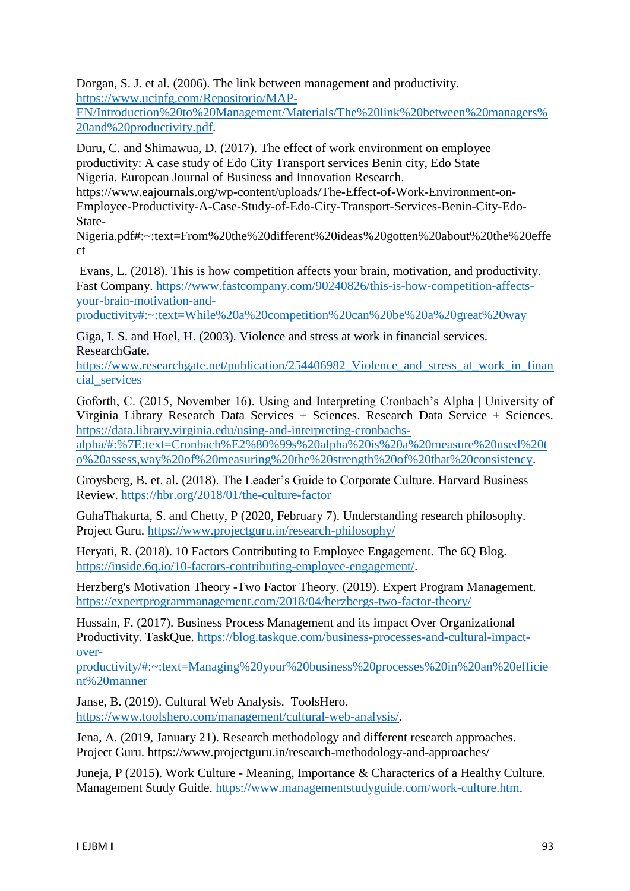Dorgan, S. J. et al. (2006). The link between management and productivity. https://www.ucipfg.com/Repositorio/MAP-EN/Introduction%20to%20Management/Materials/The%20link%20between%20managers%20and%20productivity.pdf.

Duru, C. and Shimawua, D. (2017). The effect of work environment on employee productivity: A case study of Edo City Transport services Benin city, Edo State Nigeria. European Journal of Business and Innovation Research. https://www.eajournals.org/wp-content/uploads/The-Effect-of-Work-Environment-on-Employee-Productivity-A-Case-Study-of-Edo-City-Transport-Services-Benin-City-Edo-State-Nigeria.pdf#:~:text=From%20the%20different%20ideas%20gotten%20about%20the%20effect

Evans, L. (2018). This is how competition affects your brain, motivation, and productivity. Fast Company. https://www.fastcompany.com/90240826/this-is-how-competition-affects-your-brain-motivation-and-productivity#:~:text=While%20a%20competition%20can%20be%20a%20great%20way

Giga, I. S. and Hoel, H. (2003). Violence and stress at work in financial services. ResearchGate. https://www.researchgate.net/publication/254406982_Violence_and_stress_at_work_in_financial_services

Goforth, C. (2015, November 16). Using and Interpreting Cronbach's Alpha | University of Virginia Library Research Data Services + Sciences. Research Data Service + Sciences. https://data.library.virginia.edu/using-and-interpreting-cronbachs-alpha/#:%7E:text=Cronbach%E2%80%99s%20alpha%20is%20a%20measure%20used%20to%20assess,way%20of%20measuring%20the%20strength%20of%20that%20consistency.

Groysberg, B. et. al. (2018). The Leader's Guide to Corporate Culture. Harvard Business Review. https://hbr.org/2018/01/the-culture-factor

GuhaThakurta, S. and Chetty, P (2020, February 7). Understanding research philosophy. Project Guru. https://www.projectguru.in/research-philosophy/

Heryati, R. (2018). 10 Factors Contributing to Employee Engagement. The 6Q Blog. https://inside.6q.io/10-factors-contributing-employee-engagement/.

Herzberg's Motivation Theory -Two Factor Theory. (2019). Expert Program Management. https://expertprogrammanagement.com/2018/04/herzbergs-two-factor-theory/

Hussain, F. (2017). Business Process Management and its impact Over Organizational Productivity. TaskQue. https://blog.taskque.com/business-processes-and-cultural-impact-over-productivity/#:~:text=Managing%20your%20business%20processes%20in%20an%20efficient%20manner

Janse, B. (2019). Cultural Web Analysis. ToolsHero. https://www.toolshero.com/management/cultural-web-analysis/.

Jena, A. (2019, January 21). Research methodology and different research approaches. Project Guru. https://www.projectguru.in/research-methodology-and-approaches/

Juneja, P (2015). Work Culture - Meaning, Importance & Characterics of a Healthy Culture. Management Study Guide. https://www.managementstudyguide.com/work-culture.htm.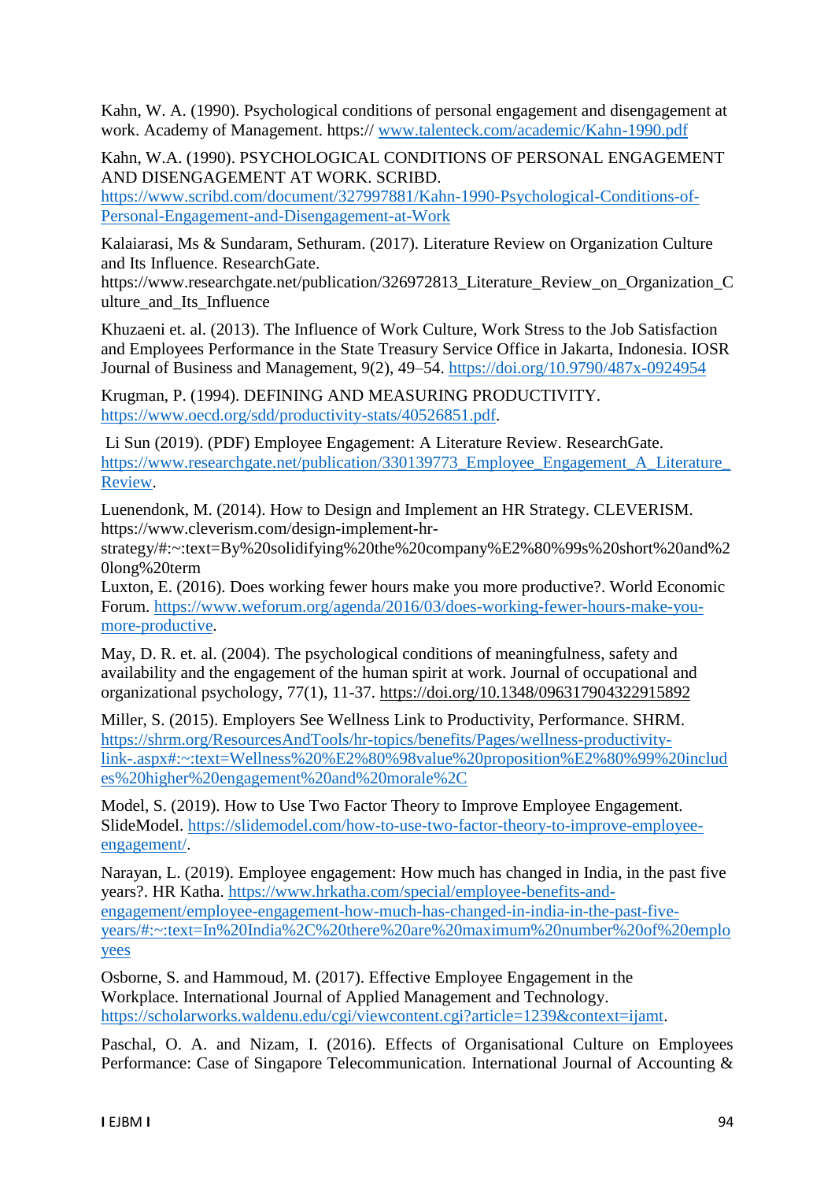Kahn, W. A. (1990). Psychological conditions of personal engagement and disengagement at work. Academy of Management. https:// www.talenteck.com/academic/Kahn-1990.pdf

Kahn, W.A. (1990). PSYCHOLOGICAL CONDITIONS OF PERSONAL ENGAGEMENT AND DISENGAGEMENT AT WORK. SCRIBD. https://www.scribd.com/document/327997881/Kahn-1990-Psychological-Conditions-of-Personal-Engagement-and-Disengagement-at-Work

Kalaiarasi, Ms & Sundaram, Sethuram. (2017). Literature Review on Organization Culture and Its Influence. ResearchGate. https://www.researchgate.net/publication/326972813_Literature_Review_on_Organization_Culture_and_Its_Influence

Khuzaeni et. al. (2013). The Influence of Work Culture, Work Stress to the Job Satisfaction and Employees Performance in the State Treasury Service Office in Jakarta, Indonesia. IOSR Journal of Business and Management, 9(2), 49–54. https://doi.org/10.9790/487x-0924954

Krugman, P. (1994). DEFINING AND MEASURING PRODUCTIVITY. https://www.oecd.org/sdd/productivity-stats/40526851.pdf.

Li Sun (2019). (PDF) Employee Engagement: A Literature Review. ResearchGate. https://www.researchgate.net/publication/330139773_Employee_Engagement_A_Literature_Review.

Luenendonk, M. (2014). How to Design and Implement an HR Strategy. CLEVERISM. https://www.cleverism.com/design-implement-hr-strategy/#:~:text=By%20solidifying%20the%20company%E2%80%99s%20short%20and%20long%20term

Luxton, E. (2016). Does working fewer hours make you more productive?. World Economic Forum. https://www.weforum.org/agenda/2016/03/does-working-fewer-hours-make-you-more-productive.

May, D. R. et. al. (2004). The psychological conditions of meaningfulness, safety and availability and the engagement of the human spirit at work. Journal of occupational and organizational psychology, 77(1), 11-37. https://doi.org/10.1348/096317904322915892

Miller, S. (2015). Employers See Wellness Link to Productivity, Performance. SHRM. https://shrm.org/ResourcesAndTools/hr-topics/benefits/Pages/wellness-productivity-link-.aspx#:~:text=Wellness%20%E2%80%98value%20proposition%E2%80%99%20includes%20higher%20engagement%20and%20morale%2C

Model, S. (2019). How to Use Two Factor Theory to Improve Employee Engagement. SlideModel. https://slidemodel.com/how-to-use-two-factor-theory-to-improve-employee-engagement/.

Narayan, L. (2019). Employee engagement: How much has changed in India, in the past five years?. HR Katha. https://www.hrkatha.com/special/employee-benefits-and-engagement/employee-engagement-how-much-has-changed-in-india-in-the-past-five-years/#:~:text=In%20India%2C%20there%20are%20maximum%20number%20of%20employees

Osborne, S. and Hammoud, M. (2017). Effective Employee Engagement in the Workplace. International Journal of Applied Management and Technology. https://scholarworks.waldenu.edu/cgi/viewcontent.cgi?article=1239&context=ijamt.

Paschal, O. A. and Nizam, I. (2016). Effects of Organisational Culture on Employees Performance: Case of Singapore Telecommunication. International Journal of Accounting &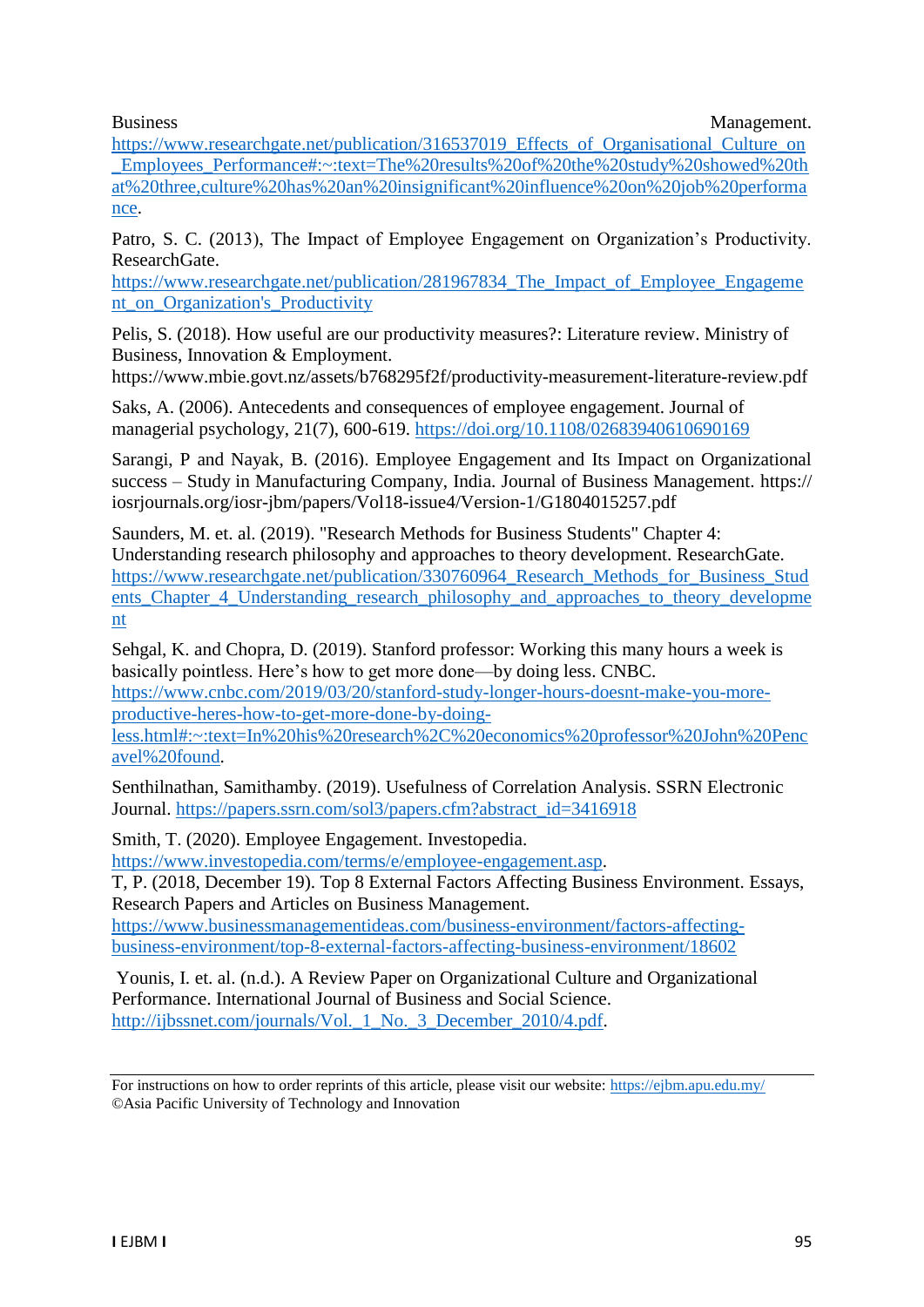Business Management. https://www.researchgate.net/publication/316537019_Effects_of_Organisational_Culture_on_Employees_Performance#:~:text=The%20results%20of%20the%20study%20showed%20that%20three,culture%20has%20an%20insignificant%20influence%20on%20job%20performance.

Patro, S. C. (2013), The Impact of Employee Engagement on Organization's Productivity. ResearchGate. https://www.researchgate.net/publication/281967834_The_Impact_of_Employee_Engagement_on_Organization's_Productivity

Pelis, S. (2018). How useful are our productivity measures?: Literature review. Ministry of Business, Innovation & Employment. https://www.mbie.govt.nz/assets/b768295f2f/productivity-measurement-literature-review.pdf

Saks, A. (2006). Antecedents and consequences of employee engagement. Journal of managerial psychology, 21(7), 600-619. https://doi.org/10.1108/02683940610690169

Sarangi, P and Nayak, B. (2016). Employee Engagement and Its Impact on Organizational success – Study in Manufacturing Company, India. Journal of Business Management. https:// iosrjournals.org/iosr-jbm/papers/Vol18-issue4/Version-1/G1804015257.pdf

Saunders, M. et. al. (2019). "Research Methods for Business Students" Chapter 4: Understanding research philosophy and approaches to theory development. ResearchGate. https://www.researchgate.net/publication/330760964_Research_Methods_for_Business_Students_Chapter_4_Understanding_research_philosophy_and_approaches_to_theory_development

Sehgal, K. and Chopra, D. (2019). Stanford professor: Working this many hours a week is basically pointless. Here's how to get more done—by doing less. CNBC. https://www.cnbc.com/2019/03/20/stanford-study-longer-hours-doesnt-make-you-more-productive-heres-how-to-get-more-done-by-doing-less.html#:~:text=In%20his%20research%2C%20economics%20professor%20John%20Pencavel%20found.

Senthilnathan, Samithamby. (2019). Usefulness of Correlation Analysis. SSRN Electronic Journal. https://papers.ssrn.com/sol3/papers.cfm?abstract_id=3416918

Smith, T. (2020). Employee Engagement. Investopedia. https://www.investopedia.com/terms/e/employee-engagement.asp.

T, P. (2018, December 19). Top 8 External Factors Affecting Business Environment. Essays, Research Papers and Articles on Business Management. https://www.businessmanagementideas.com/business-environment/factors-affecting-business-environment/top-8-external-factors-affecting-business-environment/18602

Younis, I. et. al. (n.d.). A Review Paper on Organizational Culture and Organizational Performance. International Journal of Business and Social Science. http://ijbssnet.com/journals/Vol._1_No._3_December_2010/4.pdf.

---

For instructions on how to order reprints of this article, please visit our website: https://ejbm.apu.edu.my/
©Asia Pacific University of Technology and Innovation